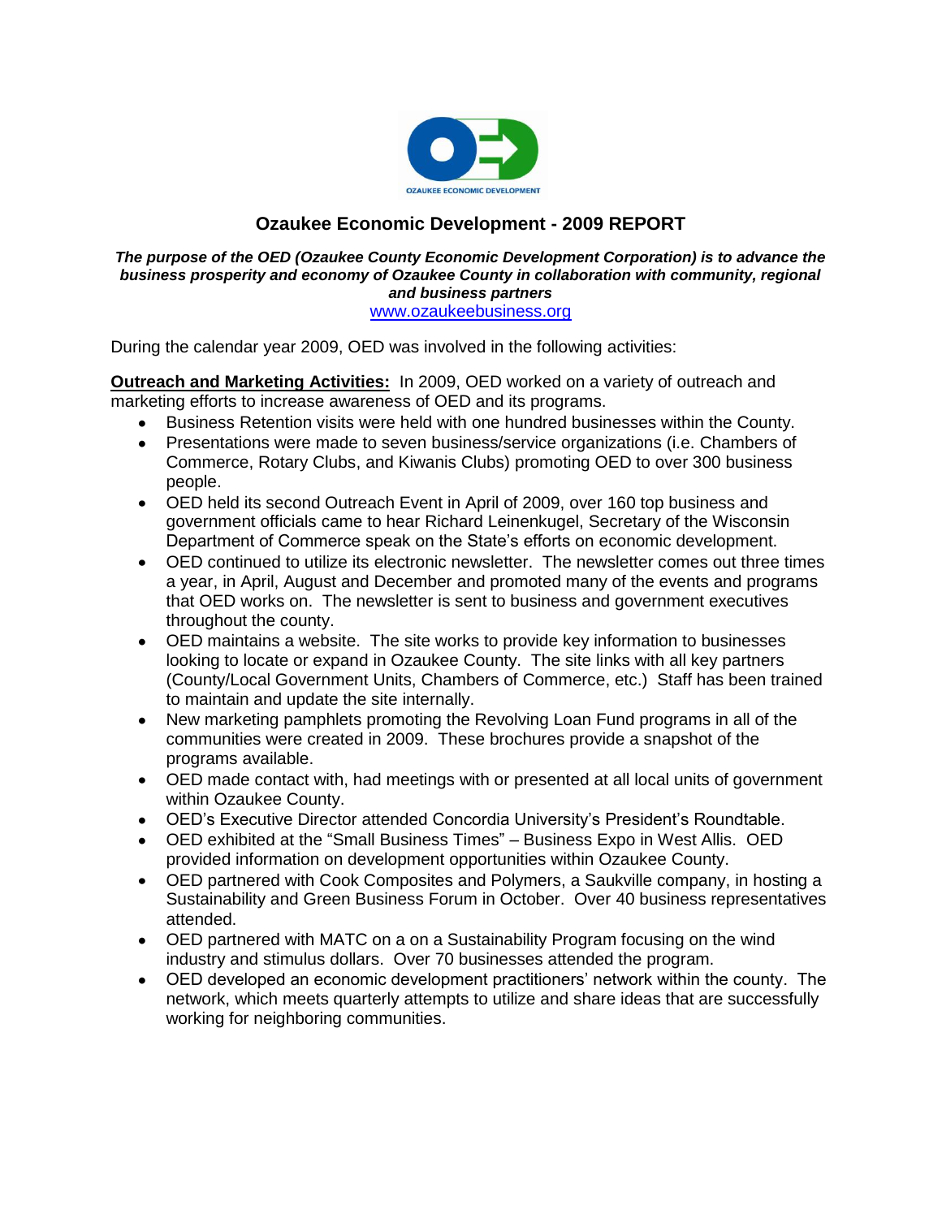# Ozaukee Economic Development - 2009 REPORT

***The purpose of the OED (Ozaukee County Economic Development Corporation) is to advance the business prosperity and economy of Ozaukee County in collaboration with community, regional and business partners***

www.ozaukeebusiness.org

During the calendar year 2009, OED was involved in the following activities:

**Outreach and Marketing Activities:** In 2009, OED worked on a variety of outreach and marketing efforts to increase awareness of OED and its programs.

- Business Retention visits were held with one hundred businesses within the County.
- Presentations were made to seven business/service organizations (i.e. Chambers of Commerce, Rotary Clubs, and Kiwanis Clubs) promoting OED to over 300 business people.
- OED held its second Outreach Event in April of 2009, over 160 top business and government officials came to hear Richard Leinenkugel, Secretary of the Wisconsin Department of Commerce speak on the State's efforts on economic development.
- OED continued to utilize its electronic newsletter. The newsletter comes out three times a year, in April, August and December and promoted many of the events and programs that OED works on. The newsletter is sent to business and government executives throughout the county.
- OED maintains a website. The site works to provide key information to businesses looking to locate or expand in Ozaukee County. The site links with all key partners (County/Local Government Units, Chambers of Commerce, etc.) Staff has been trained to maintain and update the site internally.
- New marketing pamphlets promoting the Revolving Loan Fund programs in all of the communities were created in 2009. These brochures provide a snapshot of the programs available.
- OED made contact with, had meetings with or presented at all local units of government within Ozaukee County.
- OED's Executive Director attended Concordia University's President's Roundtable.
- OED exhibited at the "Small Business Times" – Business Expo in West Allis. OED provided information on development opportunities within Ozaukee County.
- OED partnered with Cook Composites and Polymers, a Saukville company, in hosting a Sustainability and Green Business Forum in October. Over 40 business representatives attended.
- OED partnered with MATC on a on a Sustainability Program focusing on the wind industry and stimulus dollars. Over 70 businesses attended the program.
- OED developed an economic development practitioners' network within the county. The network, which meets quarterly attempts to utilize and share ideas that are successfully working for neighboring communities.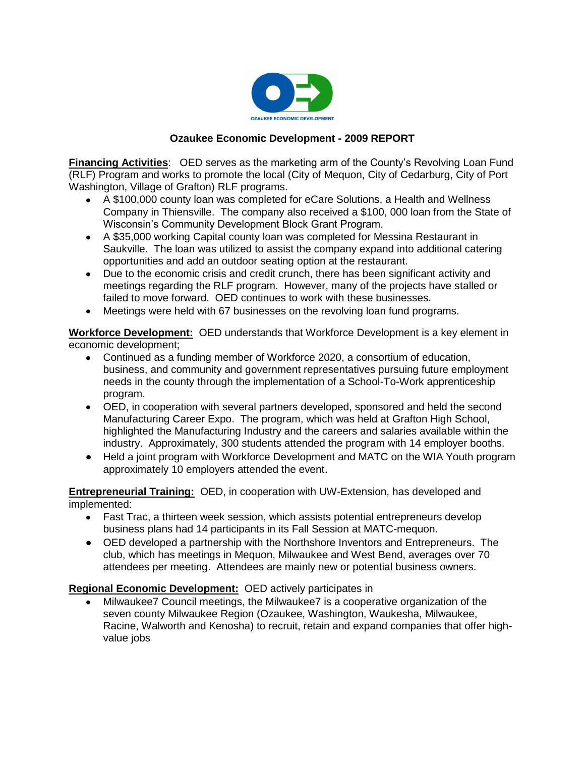OZAUKEE ECONOMIC DEVELOPMENT

**Ozaukee Economic Development - 2009 REPORT**

**Financing Activities**: OED serves as the marketing arm of the County's Revolving Loan Fund (RLF) Program and works to promote the local (City of Mequon, City of Cedarburg, City of Port Washington, Village of Grafton) RLF programs.

- A $100,000 county loan was completed for eCare Solutions, a Health and Wellness Company in Thiensville. The company also received a $100, 000 loan from the State of Wisconsin's Community Development Block Grant Program.
- A $35,000 working Capital county loan was completed for Messina Restaurant in Saukville. The loan was utilized to assist the company expand into additional catering opportunities and add an outdoor seating option at the restaurant.
- Due to the economic crisis and credit crunch, there has been significant activity and meetings regarding the RLF program. However, many of the projects have stalled or failed to move forward. OED continues to work with these businesses.
- Meetings were held with 67 businesses on the revolving loan fund programs.

**Workforce Development:** OED understands that Workforce Development is a key element in economic development;

- Continued as a funding member of Workforce 2020, a consortium of education, business, and community and government representatives pursuing future employment needs in the county through the implementation of a School-To-Work apprenticeship program.
- OED, in cooperation with several partners developed, sponsored and held the second Manufacturing Career Expo. The program, which was held at Grafton High School, highlighted the Manufacturing Industry and the careers and salaries available within the industry. Approximately, 300 students attended the program with 14 employer booths.
- Held a joint program with Workforce Development and MATC on the WIA Youth program approximately 10 employers attended the event.

**Entrepreneurial Training:** OED, in cooperation with UW-Extension, has developed and implemented:

- Fast Trac, a thirteen week session, which assists potential entrepreneurs develop business plans had 14 participants in its Fall Session at MATC-mequon.
- OED developed a partnership with the Northshore Inventors and Entrepreneurs. The club, which has meetings in Mequon, Milwaukee and West Bend, averages over 70 attendees per meeting. Attendees are mainly new or potential business owners.

**Regional Economic Development:** OED actively participates in

- Milwaukee7 Council meetings, the Milwaukee7 is a cooperative organization of the seven county Milwaukee Region (Ozaukee, Washington, Waukesha, Milwaukee, Racine, Walworth and Kenosha) to recruit, retain and expand companies that offer high-value jobs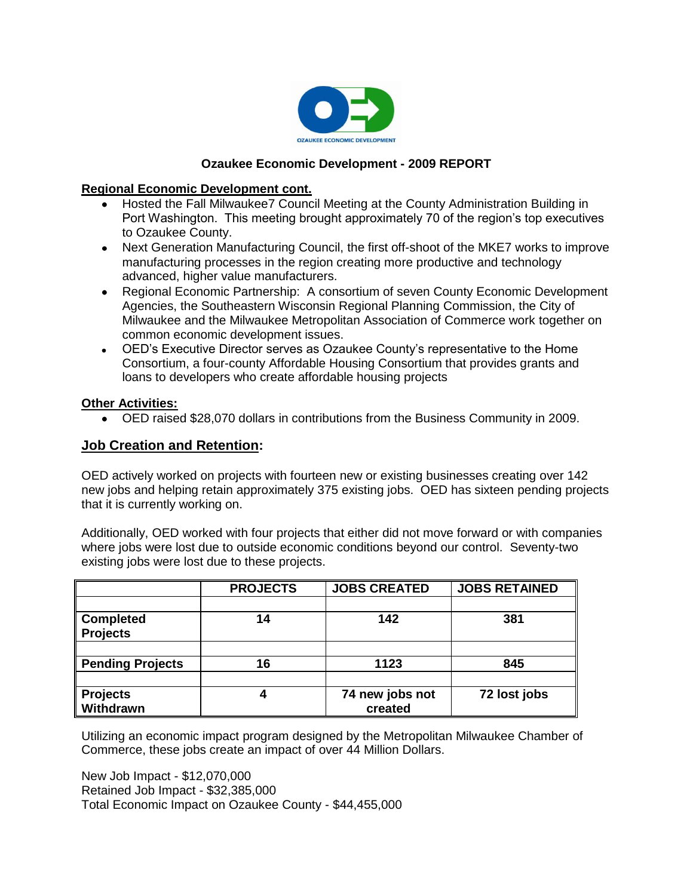OZAUKEE ECONOMIC DEVELOPMENT

**Ozaukee Economic Development - 2009 REPORT**

**Regional Economic Development cont.**

- Hosted the Fall Milwaukee7 Council Meeting at the County Administration Building in Port Washington. This meeting brought approximately 70 of the region's top executives to Ozaukee County.
- Next Generation Manufacturing Council, the first off-shoot of the MKE7 works to improve manufacturing processes in the region creating more productive and technology advanced, higher value manufacturers.
- Regional Economic Partnership: A consortium of seven County Economic Development Agencies, the Southeastern Wisconsin Regional Planning Commission, the City of Milwaukee and the Milwaukee Metropolitan Association of Commerce work together on common economic development issues.
- OED's Executive Director serves as Ozaukee County's representative to the Home Consortium, a four-county Affordable Housing Consortium that provides grants and loans to developers who create affordable housing projects

**Other Activities:**

- OED raised $28,070 dollars in contributions from the Business Community in 2009.

## Job Creation and Retention:

OED actively worked on projects with fourteen new or existing businesses creating over 142 new jobs and helping retain approximately 375 existing jobs. OED has sixteen pending projects that it is currently working on.

Additionally, OED worked with four projects that either did not move forward or with companies where jobs were lost due to outside economic conditions beyond our control. Seventy-two existing jobs were lost due to these projects.

| | PROJECTS | JOBS CREATED | JOBS RETAINED |
|---|---|---|---|
| | | | |
| **Completed Projects** | **14** | **142** | **381** |
| | | | |
| **Pending Projects** | **16** | **1123** | **845** |
| | | | |
| **Projects Withdrawn** | **4** | **74 new jobs not created** | **72 lost jobs** |

Utilizing an economic impact program designed by the Metropolitan Milwaukee Chamber of Commerce, these jobs create an impact of over 44 Million Dollars.

New Job Impact - $12,070,000
Retained Job Impact - $32,385,000
Total Economic Impact on Ozaukee County - $44,455,000